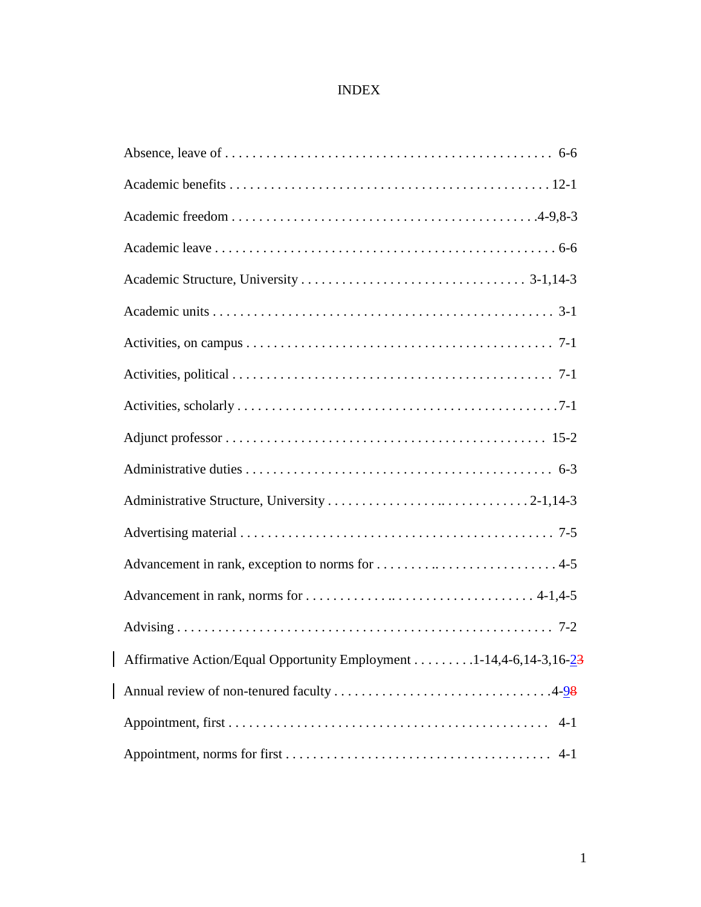# INDEX

Absence, leave of . . . . . . . . . . . . . . . . . . . . . . . . . . . . . . . . . . . . . . . . . . . . . 6-6

Academic benefits . . . . . . . . . . . . . . . . . . . . . . . . . . . . . . . . . . . . . . . . . . . . . 12-1

Academic freedom . . . . . . . . . . . . . . . . . . . . . . . . . . . . . . . . . . . . . . . . . . .4-9,8-3

Academic leave . . . . . . . . . . . . . . . . . . . . . . . . . . . . . . . . . . . . . . . . . . . . . . . . 6-6

Academic Structure, University . . . . . . . . . . . . . . . . . . . . . . . . . . . . . . . 3-1,14-3

Academic units . . . . . . . . . . . . . . . . . . . . . . . . . . . . . . . . . . . . . . . . . . . . . . . 3-1

Activities, on campus . . . . . . . . . . . . . . . . . . . . . . . . . . . . . . . . . . . . . . . . . . 7-1

Activities, political . . . . . . . . . . . . . . . . . . . . . . . . . . . . . . . . . . . . . . . . . . . . 7-1

Activities, scholarly . . . . . . . . . . . . . . . . . . . . . . . . . . . . . . . . . . . . . . . . . . . .7-1

Adjunct professor . . . . . . . . . . . . . . . . . . . . . . . . . . . . . . . . . . . . . . . . . . . 15-2

Administrative duties . . . . . . . . . . . . . . . . . . . . . . . . . . . . . . . . . . . . . . . . . . 6-3

Administrative Structure, University . . . . . . . . . . . . . . . .. . . . . . . . . . . . . 2-1,14-3

Advertising material . . . . . . . . . . . . . . . . . . . . . . . . . . . . . . . . . . . . . . . . . . 7-5

Advancement in rank, exception to norms for . . . . . . . . . .. . . . . . . . . . . . . . . . . . 4-5

Advancement in rank, norms for . . . . . . . . . . . . .. . . . . . . . . . . . . . . . . . . . 4-1,4-5

Advising . . . . . . . . . . . . . . . . . . . . . . . . . . . . . . . . . . . . . . . . . . . . . . . . . . . 7-2

Affirmative Action/Equal Opportunity Employment . . . . . . . . .1-14,4-6,14-3,16-~~3~~2

Annual review of non-tenured faculty . . . . . . . . . . . . . . . . . . . . . . . . . . . . . . .4-~~8~~9

Appointment, first . . . . . . . . . . . . . . . . . . . . . . . . . . . . . . . . . . . . . . . . . . . . 4-1

Appointment, norms for first . . . . . . . . . . . . . . . . . . . . . . . . . . . . . . . . . . . . 4-1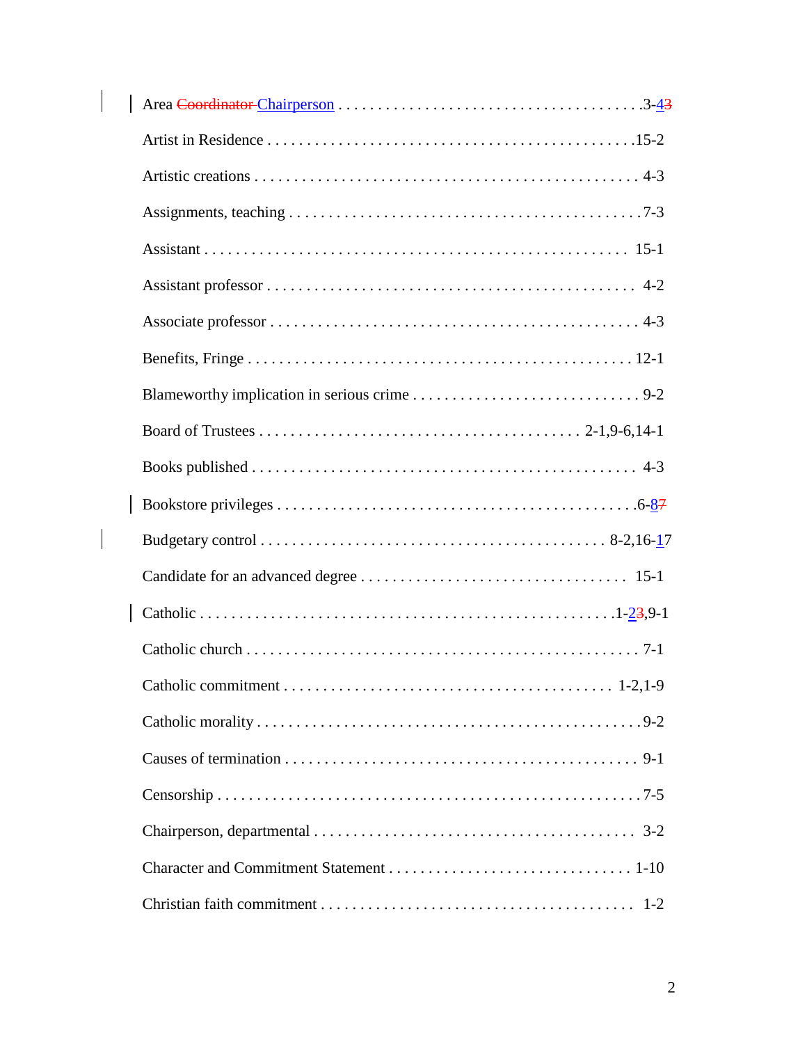Area ~~Coordinator~~ Chairperson . . . . . . . . . . . . . . . . . . . . . . . . . . . . . . . . . . . . 3-4~~3~~

Artist in Residence . . . . . . . . . . . . . . . . . . . . . . . . . . . . . . . . . . . . . . . . . . .15-2

Artistic creations . . . . . . . . . . . . . . . . . . . . . . . . . . . . . . . . . . . . . . . . . . . . 4-3

Assignments, teaching . . . . . . . . . . . . . . . . . . . . . . . . . . . . . . . . . . . . . . . . .7-3

Assistant . . . . . . . . . . . . . . . . . . . . . . . . . . . . . . . . . . . . . . . . . . . . . . . . . 15-1

Assistant professor . . . . . . . . . . . . . . . . . . . . . . . . . . . . . . . . . . . . . . . . . . 4-2

Associate professor . . . . . . . . . . . . . . . . . . . . . . . . . . . . . . . . . . . . . . . . . . . 4-3

Benefits, Fringe . . . . . . . . . . . . . . . . . . . . . . . . . . . . . . . . . . . . . . . . . . . . . 12-1

Blameworthy implication in serious crime . . . . . . . . . . . . . . . . . . . . . . . . . . . . 9-2

Board of Trustees . . . . . . . . . . . . . . . . . . . . . . . . . . . . . . . . . . . . . . 2-1,9-6,14-1

Books published . . . . . . . . . . . . . . . . . . . . . . . . . . . . . . . . . . . . . . . . . . . . 4-3

Bookstore privileges . . . . . . . . . . . . . . . . . . . . . . . . . . . . . . . . . . . . . . . . . .6-8~~7~~

Budgetary control . . . . . . . . . . . . . . . . . . . . . . . . . . . . . . . . . . . . . . . . 8-2,16-17

Candidate for an advanced degree . . . . . . . . . . . . . . . . . . . . . . . . . . . . . . . . 15-1

Catholic . . . . . . . . . . . . . . . . . . . . . . . . . . . . . . . . . . . . . . . . . . . . . . . . . .1-2~~3~~,9-1

Catholic church . . . . . . . . . . . . . . . . . . . . . . . . . . . . . . . . . . . . . . . . . . . . . . 7-1

Catholic commitment . . . . . . . . . . . . . . . . . . . . . . . . . . . . . . . . . . . . . . . . 1-2,1-9

Catholic morality . . . . . . . . . . . . . . . . . . . . . . . . . . . . . . . . . . . . . . . . . . . . . .9-2

Causes of termination . . . . . . . . . . . . . . . . . . . . . . . . . . . . . . . . . . . . . . . . . . 9-1

Censorship . . . . . . . . . . . . . . . . . . . . . . . . . . . . . . . . . . . . . . . . . . . . . . . . . . .7-5

Chairperson, departmental . . . . . . . . . . . . . . . . . . . . . . . . . . . . . . . . . . . . . . . 3-2

Character and Commitment Statement . . . . . . . . . . . . . . . . . . . . . . . . . . . . . . 1-10

Christian faith commitment . . . . . . . . . . . . . . . . . . . . . . . . . . . . . . . . . . . . . . 1-2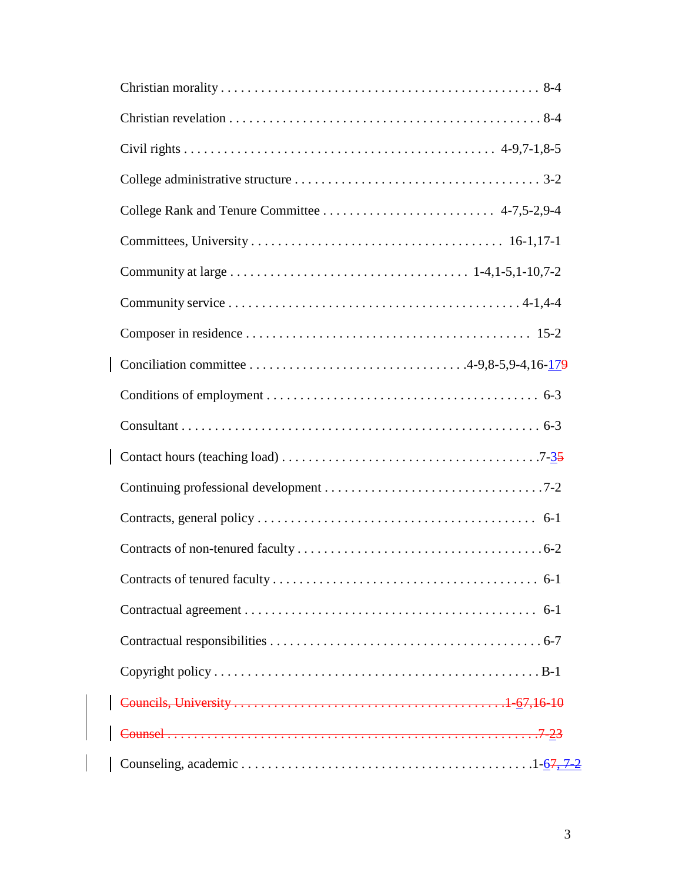Christian morality . . . . . . . . . . . . . . . . . . . . . . . . . . . . . . . . . . . . . . . . . . . . . . 8-4

Christian revelation . . . . . . . . . . . . . . . . . . . . . . . . . . . . . . . . . . . . . . . . . . . . . 8-4

Civil rights . . . . . . . . . . . . . . . . . . . . . . . . . . . . . . . . . . . . . . . . . . . . . . 4-9,7-1,8-5

College administrative structure . . . . . . . . . . . . . . . . . . . . . . . . . . . . . . . . . . . 3-2

College Rank and Tenure Committee . . . . . . . . . . . . . . . . . . . . . . . . . . 4-7,5-2,9-4

Committees, University . . . . . . . . . . . . . . . . . . . . . . . . . . . . . . . . . . . . . 16-1,17-1

Community at large . . . . . . . . . . . . . . . . . . . . . . . . . . . . . . . . . . 1-4,1-5,1-10,7-2

Community service . . . . . . . . . . . . . . . . . . . . . . . . . . . . . . . . . . . . . . . . . . 4-1,4-4

Composer in residence . . . . . . . . . . . . . . . . . . . . . . . . . . . . . . . . . . . . . . . . 15-2

Conciliation committee . . . . . . . . . . . . . . . . . . . . . . . . . . . . . . . .4-9,8-5,9-4,16-179

Conditions of employment . . . . . . . . . . . . . . . . . . . . . . . . . . . . . . . . . . . . . . . 6-3

Consultant . . . . . . . . . . . . . . . . . . . . . . . . . . . . . . . . . . . . . . . . . . . . . . . . . . . 6-3

Contact hours (teaching load) . . . . . . . . . . . . . . . . . . . . . . . . . . . . . . . . . . . .7-35

Continuing professional development . . . . . . . . . . . . . . . . . . . . . . . . . . . . . . . .7-2

Contracts, general policy . . . . . . . . . . . . . . . . . . . . . . . . . . . . . . . . . . . . . . . . 6-1

Contracts of non-tenured faculty . . . . . . . . . . . . . . . . . . . . . . . . . . . . . . . . . . . .6-2

Contracts of tenured faculty . . . . . . . . . . . . . . . . . . . . . . . . . . . . . . . . . . . . . . 6-1

Contractual agreement . . . . . . . . . . . . . . . . . . . . . . . . . . . . . . . . . . . . . . . . . . 6-1

Contractual responsibilities . . . . . . . . . . . . . . . . . . . . . . . . . . . . . . . . . . . . . . . 6-7

Copyright policy . . . . . . . . . . . . . . . . . . . . . . . . . . . . . . . . . . . . . . . . . . . . . . . B-1

Councils, University . . . . . . . . . . . . . . . . . . . . . . . . . . . . . . . . . . . . . . . . . .1-67,16-10

Counsel . . . . . . . . . . . . . . . . . . . . . . . . . . . . . . . . . . . . . . . . . . . . . . . . . . . . . .7-23

Counseling, academic . . . . . . . . . . . . . . . . . . . . . . . . . . . . . . . . . . . . . . . .1-67, 7-2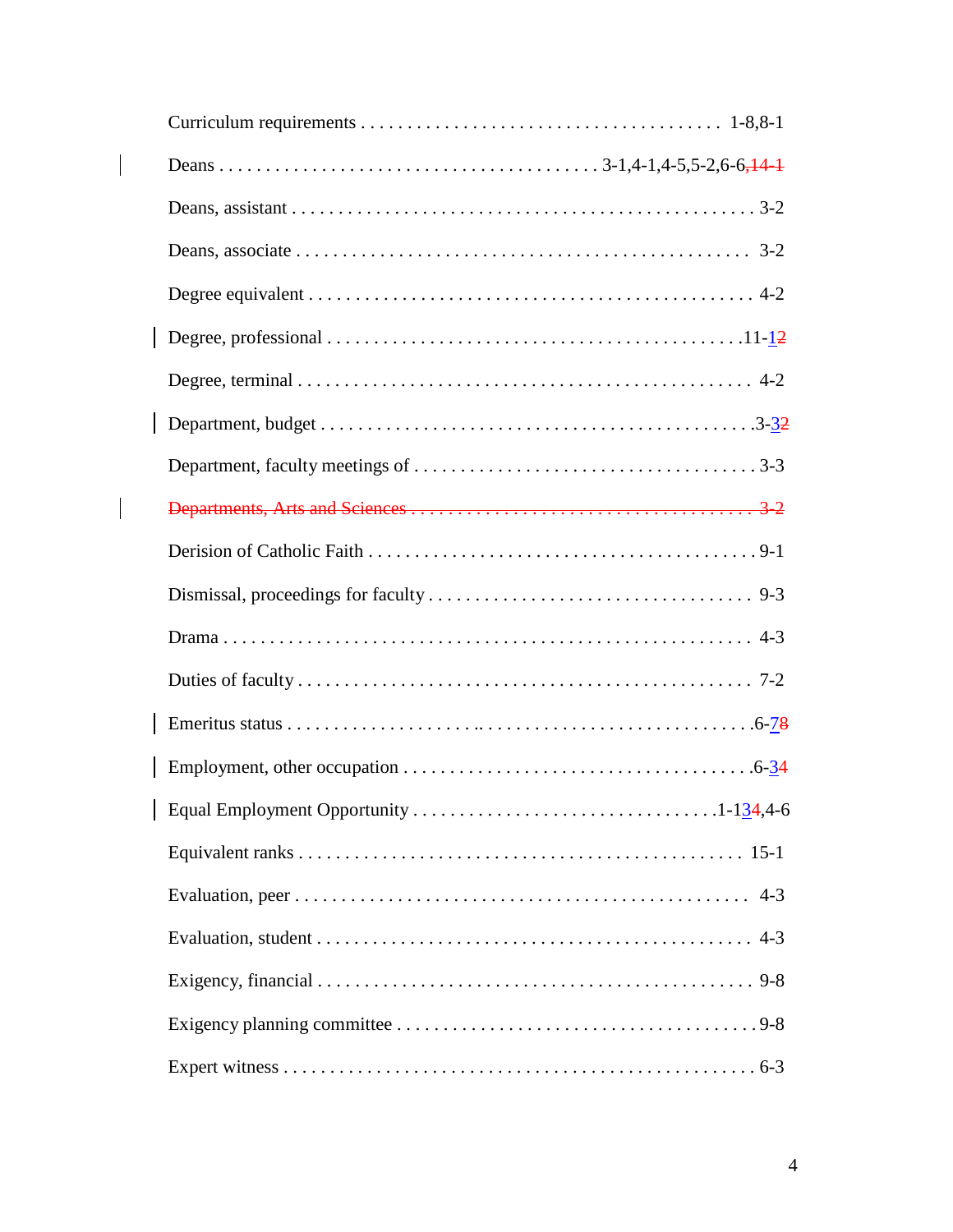Curriculum requirements . . . . . . . . . . 1-8,8-1

Deans . . . . . . . . . . 3-1,4-1,4-5,5-2,6-6,~~14-1~~

Deans, assistant . . . . . . . . . . 3-2

Deans, associate . . . . . . . . . . 3-2

Degree equivalent . . . . . . . . . . 4-2

Degree, professional . . . . . . . . . . 11-1~~2~~

Degree, terminal . . . . . . . . . . 4-2

Department, budget . . . . . . . . . . 3-3~~2~~

Department, faculty meetings of . . . . . . . . . . 3-3

~~Departments, Arts and Sciences . . . . . . . . . . 3-2~~

Derision of Catholic Faith . . . . . . . . . . 9-1

Dismissal, proceedings for faculty . . . . . . . . . . 9-3

Drama . . . . . . . . . . 4-3

Duties of faculty . . . . . . . . . . 7-2

Emeritus status . . . . . . . . . . 6-7~~8~~

Employment, other occupation . . . . . . . . . . 6-3~~4~~

Equal Employment Opportunity . . . . . . . . . . 1-13~~4~~,4-6

Equivalent ranks . . . . . . . . . . 15-1

Evaluation, peer . . . . . . . . . . 4-3

Evaluation, student . . . . . . . . . . 4-3

Exigency, financial . . . . . . . . . . 9-8

Exigency planning committee . . . . . . . . . . 9-8

Expert witness . . . . . . . . . . 6-3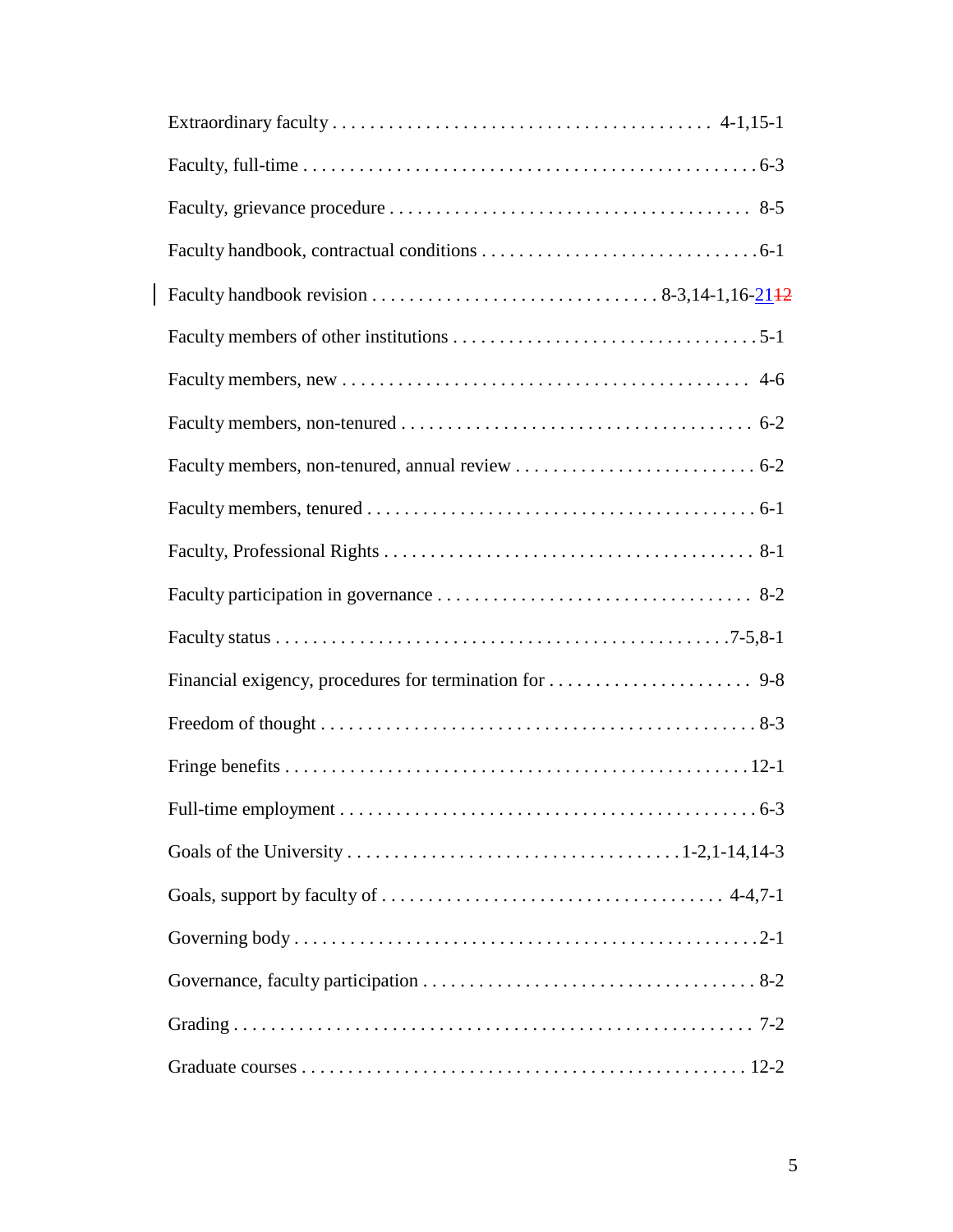Extraordinary faculty . . . . . . . . . . . . . . . . . . . . . . . . . . . . . . . . . . . . . . . 4-1,15-1

Faculty, full-time . . . . . . . . . . . . . . . . . . . . . . . . . . . . . . . . . . . . . . . . . . . . . . . . 6-3

Faculty, grievance procedure . . . . . . . . . . . . . . . . . . . . . . . . . . . . . . . . . . . . . . 8-5

Faculty handbook, contractual conditions . . . . . . . . . . . . . . . . . . . . . . . . . . . . . 6-1

Faculty handbook revision . . . . . . . . . . . . . . . . . . . . . . . . . . . . . . 8-3,14-1,16-2112

Faculty members of other institutions . . . . . . . . . . . . . . . . . . . . . . . . . . . . . . . . 5-1

Faculty members, new . . . . . . . . . . . . . . . . . . . . . . . . . . . . . . . . . . . . . . . . . . . 4-6

Faculty members, non-tenured . . . . . . . . . . . . . . . . . . . . . . . . . . . . . . . . . . . . . 6-2

Faculty members, non-tenured, annual review . . . . . . . . . . . . . . . . . . . . . . . . . . 6-2

Faculty members, tenured . . . . . . . . . . . . . . . . . . . . . . . . . . . . . . . . . . . . . . . . . 6-1

Faculty, Professional Rights . . . . . . . . . . . . . . . . . . . . . . . . . . . . . . . . . . . . . . . 8-1

Faculty participation in governance . . . . . . . . . . . . . . . . . . . . . . . . . . . . . . . . . 8-2

Faculty status . . . . . . . . . . . . . . . . . . . . . . . . . . . . . . . . . . . . . . . . . . . . . . . . 7-5,8-1

Financial exigency, procedures for termination for . . . . . . . . . . . . . . . . . . . . . . 9-8

Freedom of thought . . . . . . . . . . . . . . . . . . . . . . . . . . . . . . . . . . . . . . . . . . . . . . 8-3

Fringe benefits . . . . . . . . . . . . . . . . . . . . . . . . . . . . . . . . . . . . . . . . . . . . . . . . . 12-1

Full-time employment . . . . . . . . . . . . . . . . . . . . . . . . . . . . . . . . . . . . . . . . . . . . 6-3

Goals of the University . . . . . . . . . . . . . . . . . . . . . . . . . . . . . . . . . . 1-2,1-14,14-3

Goals, support by faculty of . . . . . . . . . . . . . . . . . . . . . . . . . . . . . . . . . . . . 4-4,7-1

Governing body . . . . . . . . . . . . . . . . . . . . . . . . . . . . . . . . . . . . . . . . . . . . . . . . . 2-1

Governance, faculty participation . . . . . . . . . . . . . . . . . . . . . . . . . . . . . . . . . . . 8-2

Grading . . . . . . . . . . . . . . . . . . . . . . . . . . . . . . . . . . . . . . . . . . . . . . . . . . . . . . 7-2

Graduate courses . . . . . . . . . . . . . . . . . . . . . . . . . . . . . . . . . . . . . . . . . . . . . . 12-2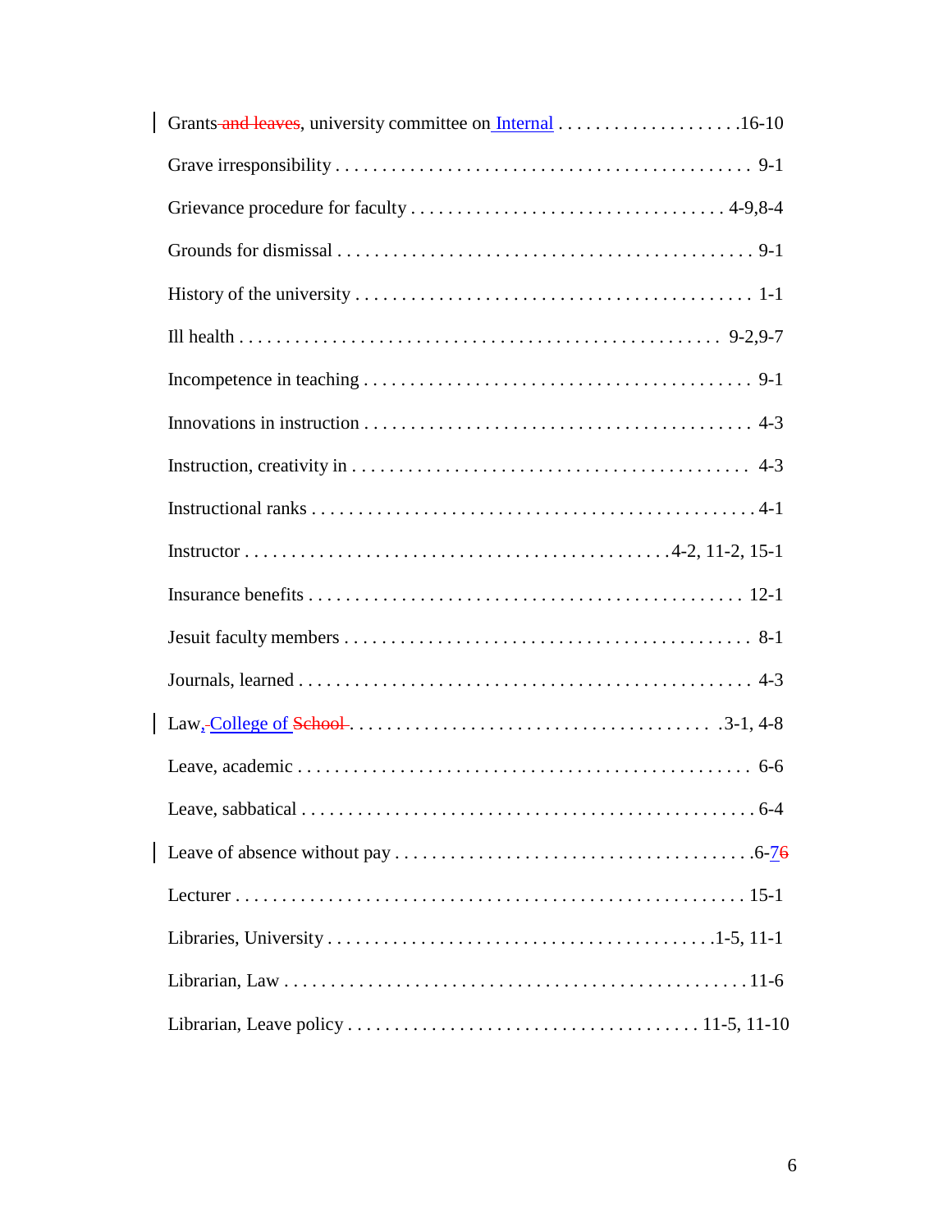Grants ~~and leaves~~, university committee on Internal . . . . . . . . . . . . . . . . . . . .16-10

Grave irresponsibility . . . . . . . . . . . . . . . . . . . . . . . . . . . . . . . . . . . . . . . . . . 9-1

Grievance procedure for faculty . . . . . . . . . . . . . . . . . . . . . . . . . . . . . . . . . 4-9,8-4

Grounds for dismissal . . . . . . . . . . . . . . . . . . . . . . . . . . . . . . . . . . . . . . . . . . 9-1

History of the university . . . . . . . . . . . . . . . . . . . . . . . . . . . . . . . . . . . . . . . . 1-1

Ill health . . . . . . . . . . . . . . . . . . . . . . . . . . . . . . . . . . . . . . . . . . . . . . . . . . . . 9-2,9-7

Incompetence in teaching . . . . . . . . . . . . . . . . . . . . . . . . . . . . . . . . . . . . . . . 9-1

Innovations in instruction . . . . . . . . . . . . . . . . . . . . . . . . . . . . . . . . . . . . . . . . 4-3

Instruction, creativity in . . . . . . . . . . . . . . . . . . . . . . . . . . . . . . . . . . . . . . . . . 4-3

Instructional ranks . . . . . . . . . . . . . . . . . . . . . . . . . . . . . . . . . . . . . . . . . . . . . 4-1

Instructor . . . . . . . . . . . . . . . . . . . . . . . . . . . . . . . . . . . . . . . . . . . .4-2, 11-2, 15-1

Insurance benefits . . . . . . . . . . . . . . . . . . . . . . . . . . . . . . . . . . . . . . . . . . . . . 12-1

Jesuit faculty members . . . . . . . . . . . . . . . . . . . . . . . . . . . . . . . . . . . . . . . . . . 8-1

Journals, learned . . . . . . . . . . . . . . . . . . . . . . . . . . . . . . . . . . . . . . . . . . . . . . . 4-3

Law, College of ~~School~~ . . . . . . . . . . . . . . . . . . . . . . . . . . . . . . . . . . . . .3-1, 4-8

Leave, academic . . . . . . . . . . . . . . . . . . . . . . . . . . . . . . . . . . . . . . . . . . . . . . . 6-6

Leave, sabbatical . . . . . . . . . . . . . . . . . . . . . . . . . . . . . . . . . . . . . . . . . . . . . . . 6-4

Leave of absence without pay . . . . . . . . . . . . . . . . . . . . . . . . . . . . . . . . . . . .6-7~~6~~

Lecturer . . . . . . . . . . . . . . . . . . . . . . . . . . . . . . . . . . . . . . . . . . . . . . . . . . . . . 15-1

Libraries, University . . . . . . . . . . . . . . . . . . . . . . . . . . . . . . . . . . . . . . . .1-5, 11-1

Librarian, Law . . . . . . . . . . . . . . . . . . . . . . . . . . . . . . . . . . . . . . . . . . . . . . . . .11-6

Librarian, Leave policy . . . . . . . . . . . . . . . . . . . . . . . . . . . . . . . . . . . . . 11-5, 11-10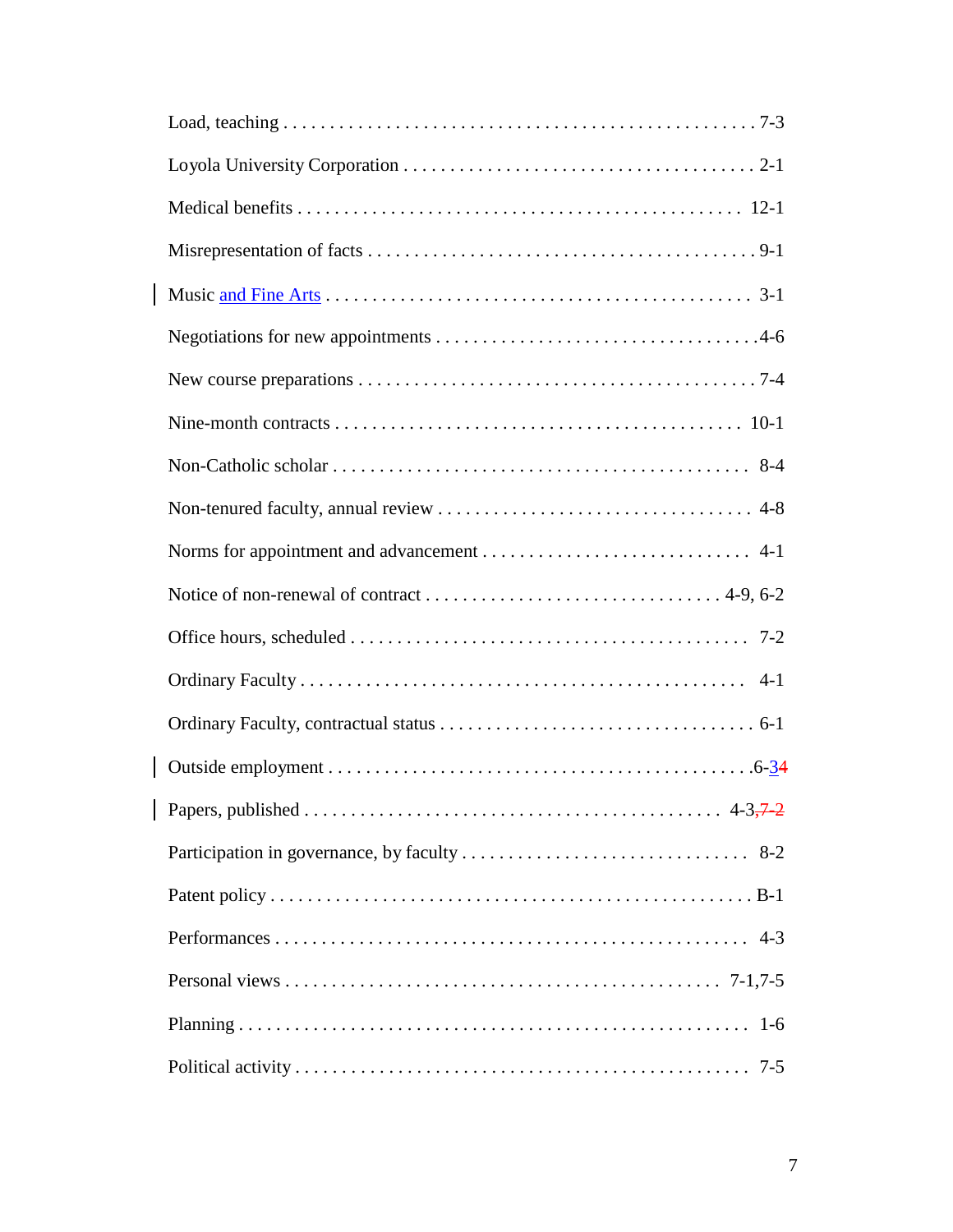Load, teaching . . . . . . . . . . . . . . . . . . . . . . . . . . . . . . . . . . . . . . . . . . . . . . . . 7-3

Loyola University Corporation . . . . . . . . . . . . . . . . . . . . . . . . . . . . . . . . . . . . 2-1

Medical benefits . . . . . . . . . . . . . . . . . . . . . . . . . . . . . . . . . . . . . . . . . . . . . . 12-1

Misrepresentation of facts . . . . . . . . . . . . . . . . . . . . . . . . . . . . . . . . . . . . . . . . 9-1

Music and Fine Arts . . . . . . . . . . . . . . . . . . . . . . . . . . . . . . . . . . . . . . . . . . . . 3-1

Negotiations for new appointments . . . . . . . . . . . . . . . . . . . . . . . . . . . . . . . . . . 4-6

New course preparations . . . . . . . . . . . . . . . . . . . . . . . . . . . . . . . . . . . . . . . . . 7-4

Nine-month contracts . . . . . . . . . . . . . . . . . . . . . . . . . . . . . . . . . . . . . . . . . . . 10-1

Non-Catholic scholar . . . . . . . . . . . . . . . . . . . . . . . . . . . . . . . . . . . . . . . . . . . . 8-4

Non-tenured faculty, annual review . . . . . . . . . . . . . . . . . . . . . . . . . . . . . . . . . . 4-8

Norms for appointment and advancement . . . . . . . . . . . . . . . . . . . . . . . . . . . . . 4-1

Notice of non-renewal of contract . . . . . . . . . . . . . . . . . . . . . . . . . . . . . . . 4-9, 6-2

Office hours, scheduled . . . . . . . . . . . . . . . . . . . . . . . . . . . . . . . . . . . . . . . . . . 7-2

Ordinary Faculty . . . . . . . . . . . . . . . . . . . . . . . . . . . . . . . . . . . . . . . . . . . . . . . 4-1

Ordinary Faculty, contractual status . . . . . . . . . . . . . . . . . . . . . . . . . . . . . . . . . 6-1

Outside employment . . . . . . . . . . . . . . . . . . . . . . . . . . . . . . . . . . . . . . . . . . . . 6-~~4~~3

Papers, published . . . . . . . . . . . . . . . . . . . . . . . . . . . . . . . . . . . . . . . . . . 4-3~~,7-2~~

Participation in governance, by faculty . . . . . . . . . . . . . . . . . . . . . . . . . . . . . . . 8-2

Patent policy . . . . . . . . . . . . . . . . . . . . . . . . . . . . . . . . . . . . . . . . . . . . . . . . . . B-1

Performances . . . . . . . . . . . . . . . . . . . . . . . . . . . . . . . . . . . . . . . . . . . . . . . . . 4-3

Personal views . . . . . . . . . . . . . . . . . . . . . . . . . . . . . . . . . . . . . . . . . . . . 7-1,7-5

Planning . . . . . . . . . . . . . . . . . . . . . . . . . . . . . . . . . . . . . . . . . . . . . . . . . . . . . 1-6

Political activity . . . . . . . . . . . . . . . . . . . . . . . . . . . . . . . . . . . . . . . . . . . . . . . . 7-5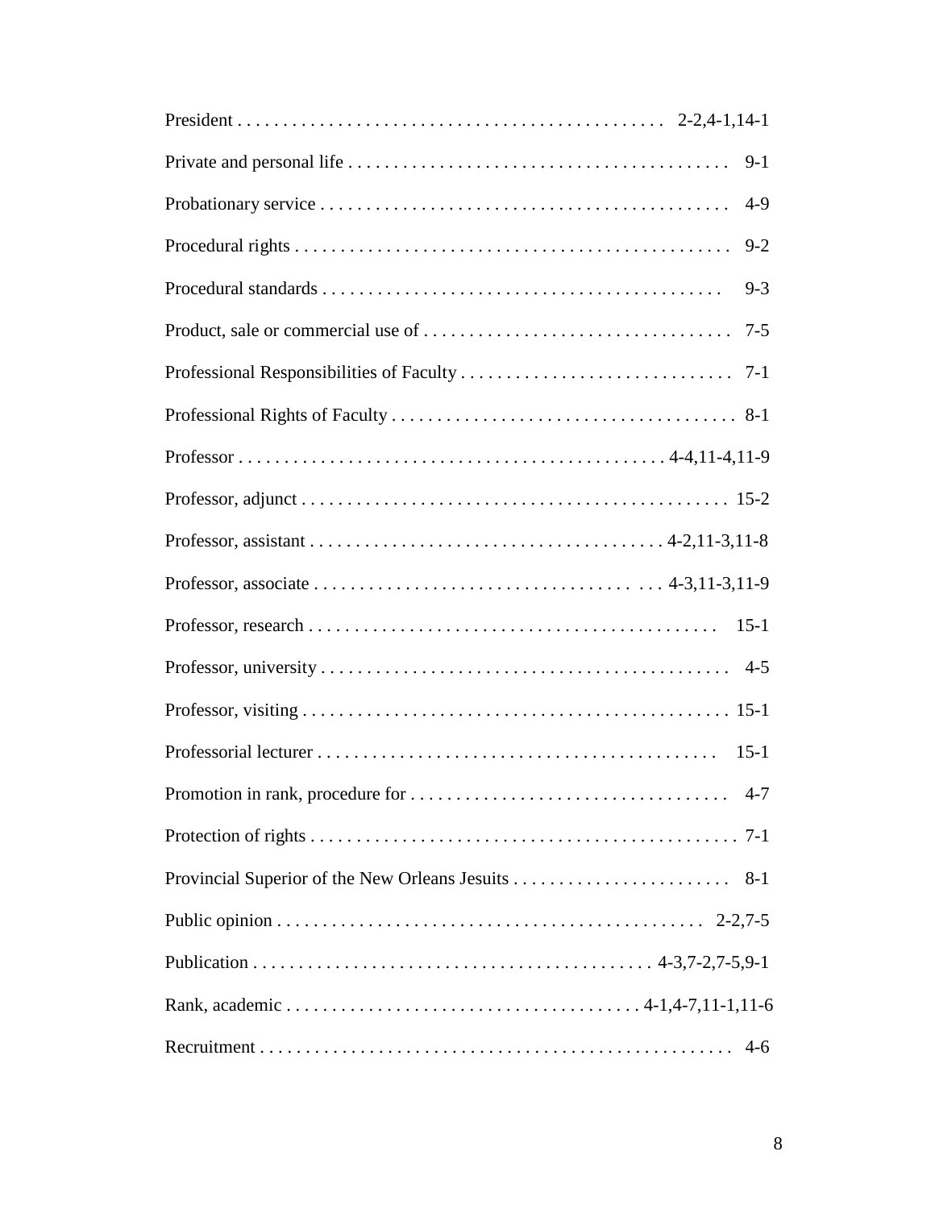President . . . . . . . . . . . . . . . . . . . . . . . . . . . . . . . . . . . . . . . . . . . . . 2-2,4-1,14-1

Private and personal life . . . . . . . . . . . . . . . . . . . . . . . . . . . . . . . . . . . . . . . . . 9-1

Probationary service . . . . . . . . . . . . . . . . . . . . . . . . . . . . . . . . . . . . . . . . . . . . 4-9

Procedural rights . . . . . . . . . . . . . . . . . . . . . . . . . . . . . . . . . . . . . . . . . . . . . . . 9-2

Procedural standards . . . . . . . . . . . . . . . . . . . . . . . . . . . . . . . . . . . . . . . . . . . . 9-3

Product, sale or commercial use of . . . . . . . . . . . . . . . . . . . . . . . . . . . . . . . . . . 7-5

Professional Responsibilities of Faculty . . . . . . . . . . . . . . . . . . . . . . . . . . . . . . 7-1

Professional Rights of Faculty . . . . . . . . . . . . . . . . . . . . . . . . . . . . . . . . . . . . . . 8-1

Professor . . . . . . . . . . . . . . . . . . . . . . . . . . . . . . . . . . . . . . . . . . . . . . 4-4,11-4,11-9

Professor, adjunct . . . . . . . . . . . . . . . . . . . . . . . . . . . . . . . . . . . . . . . . . . . . . . . 15-2

Professor, assistant . . . . . . . . . . . . . . . . . . . . . . . . . . . . . . . . . . . . . . 4-2,11-3,11-8

Professor, associate . . . . . . . . . . . . . . . . . . . . . . . . . . . . . . . . . . . . . 4-3,11-3,11-9

Professor, research . . . . . . . . . . . . . . . . . . . . . . . . . . . . . . . . . . . . . . . . . . . . . 15-1

Professor, university . . . . . . . . . . . . . . . . . . . . . . . . . . . . . . . . . . . . . . . . . . . . . 4-5

Professor, visiting . . . . . . . . . . . . . . . . . . . . . . . . . . . . . . . . . . . . . . . . . . . . . . . 15-1

Professorial lecturer . . . . . . . . . . . . . . . . . . . . . . . . . . . . . . . . . . . . . . . . . . . . 15-1

Promotion in rank, procedure for . . . . . . . . . . . . . . . . . . . . . . . . . . . . . . . . . . . . 4-7

Protection of rights . . . . . . . . . . . . . . . . . . . . . . . . . . . . . . . . . . . . . . . . . . . . . . . 7-1

Provincial Superior of the New Orleans Jesuits . . . . . . . . . . . . . . . . . . . . . . . . 8-1

Public opinion . . . . . . . . . . . . . . . . . . . . . . . . . . . . . . . . . . . . . . . . . . . . . . . 2-2,7-5

Publication . . . . . . . . . . . . . . . . . . . . . . . . . . . . . . . . . . . . . . . . . . . 4-3,7-2,7-5,9-1

Rank, academic . . . . . . . . . . . . . . . . . . . . . . . . . . . . . . . . . . . . . . 4-1,4-7,11-1,11-6

Recruitment . . . . . . . . . . . . . . . . . . . . . . . . . . . . . . . . . . . . . . . . . . . . . . . . . . . . 4-6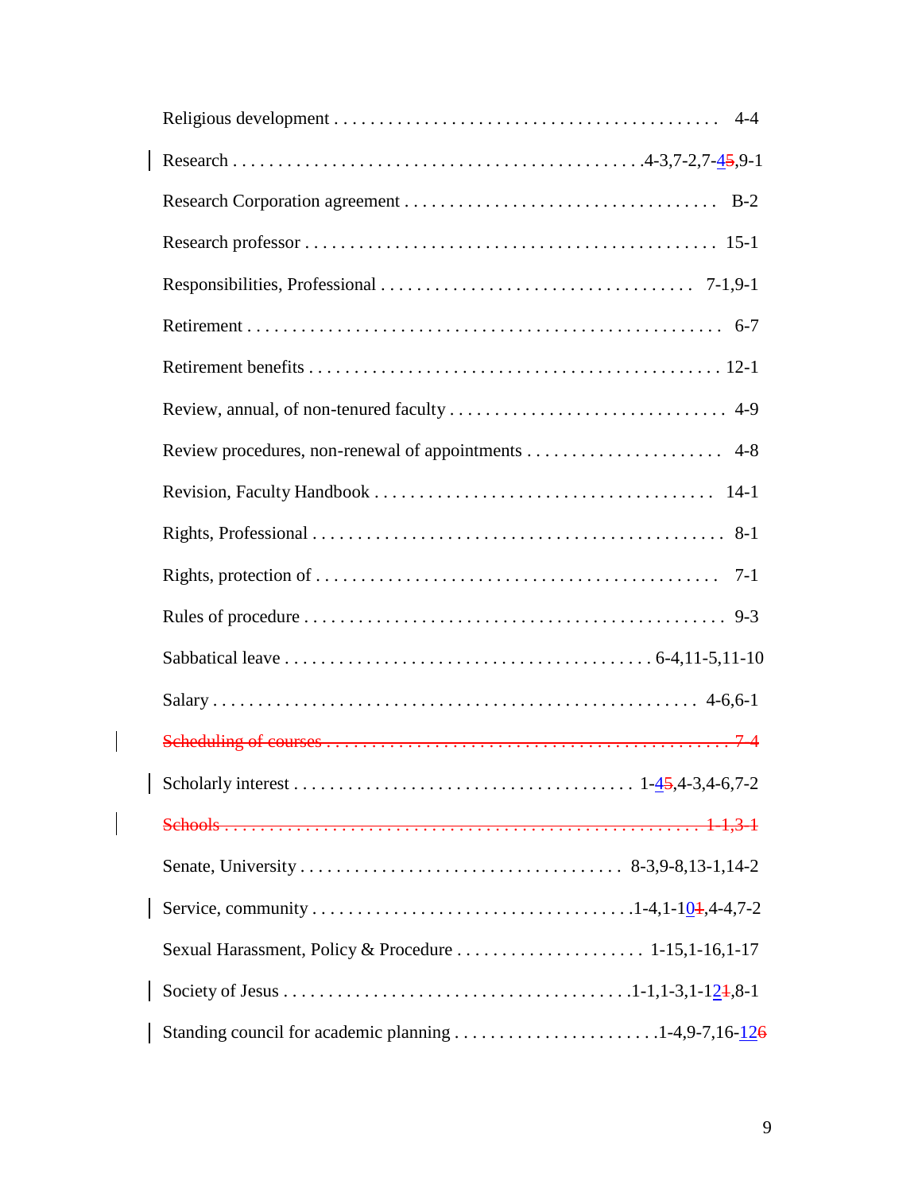Religious development . . . . . . . . . . . . . . . . . . . . . . . . . . . . . . . . . . . . . . . . . 4-4

Research . . . . . . . . . . . . . . . . . . . . . . . . . . . . . . . . . . . . . . . . . . . .4-3,7-2,7-4~~5~~,9-1

Research Corporation agreement . . . . . . . . . . . . . . . . . . . . . . . . . . . . . . . . . B-2

Research professor . . . . . . . . . . . . . . . . . . . . . . . . . . . . . . . . . . . . . . . . . . . 15-1

Responsibilities, Professional . . . . . . . . . . . . . . . . . . . . . . . . . . . . . . . . . 7-1,9-1

Retirement . . . . . . . . . . . . . . . . . . . . . . . . . . . . . . . . . . . . . . . . . . . . . . . . . . . 6-7

Retirement benefits . . . . . . . . . . . . . . . . . . . . . . . . . . . . . . . . . . . . . . . . . . . . 12-1

Review, annual, of non-tenured faculty . . . . . . . . . . . . . . . . . . . . . . . . . . . . . . 4-9

Review procedures, non-renewal of appointments . . . . . . . . . . . . . . . . . . . . . . 4-8

Revision, Faculty Handbook . . . . . . . . . . . . . . . . . . . . . . . . . . . . . . . . . . . . 14-1

Rights, Professional . . . . . . . . . . . . . . . . . . . . . . . . . . . . . . . . . . . . . . . . . . . . 8-1

Rights, protection of . . . . . . . . . . . . . . . . . . . . . . . . . . . . . . . . . . . . . . . . . . . 7-1

Rules of procedure . . . . . . . . . . . . . . . . . . . . . . . . . . . . . . . . . . . . . . . . . . . . . 9-3

Sabbatical leave . . . . . . . . . . . . . . . . . . . . . . . . . . . . . . . . . . . . . . . 6-4,11-5,11-10

Salary . . . . . . . . . . . . . . . . . . . . . . . . . . . . . . . . . . . . . . . . . . . . . . . . . . . 4-6,6-1

~~Scheduling of courses . . . . . . . . . . . . . . . . . . . . . . . . . . . . . . . . . . . . . . . . . . . . . 7-4~~

Scholarly interest . . . . . . . . . . . . . . . . . . . . . . . . . . . . . . . . . . . . 1-4~~5~~,4-3,4-6,7-2

~~Schools . . . . . . . . . . . . . . . . . . . . . . . . . . . . . . . . . . . . . . . . . . . . . . . . . . . . . 1-1,3-1~~

Senate, University . . . . . . . . . . . . . . . . . . . . . . . . . . . . . . . . . . . 8-3,9-8,13-1,14-2

Service, community . . . . . . . . . . . . . . . . . . . . . . . . . . . . . . . . . . .1-4,1-10~~1~~,4-4,7-2

Sexual Harassment, Policy & Procedure . . . . . . . . . . . . . . . . . . . . . 1-15,1-16,1-17

Society of Jesus . . . . . . . . . . . . . . . . . . . . . . . . . . . . . . . . . . . . . .1-1,1-3,1-12~~1~~,8-1

Standing council for academic planning . . . . . . . . . . . . . . . . . . . . . . .1-4,9-7,16-12~~6~~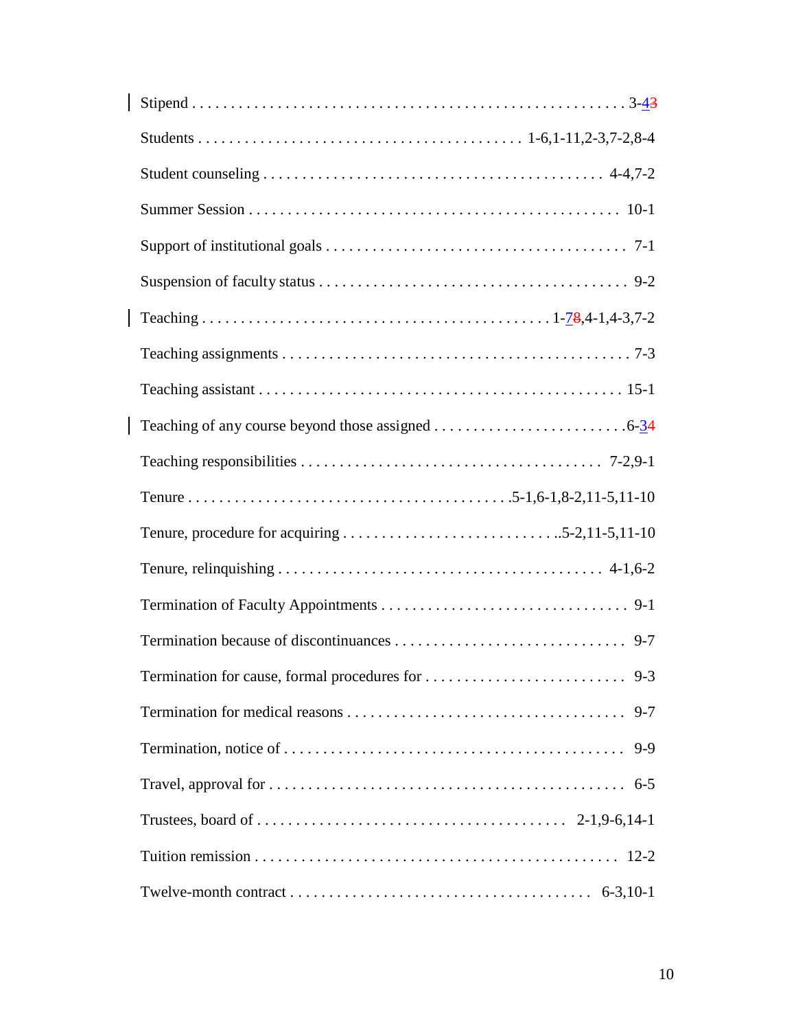Stipend . . . . . . . . . . . . . . . . . . . . . . . . . . . . . . . . . . . . . . . . . . . . . . . . . . . . 3-4~~3~~

Students . . . . . . . . . . . . . . . . . . . . . . . . . . . . . . . . . . . . . . . . . 1-6,1-11,2-3,7-2,8-4

Student counseling . . . . . . . . . . . . . . . . . . . . . . . . . . . . . . . . . . . . . . . . . . 4-4,7-2

Summer Session . . . . . . . . . . . . . . . . . . . . . . . . . . . . . . . . . . . . . . . . . . . . . . . 10-1

Support of institutional goals . . . . . . . . . . . . . . . . . . . . . . . . . . . . . . . . . . . . . 7-1

Suspension of faculty status . . . . . . . . . . . . . . . . . . . . . . . . . . . . . . . . . . . . . . 9-2

Teaching . . . . . . . . . . . . . . . . . . . . . . . . . . . . . . . . . . . . . . . . . . . 1-7~~8~~,4-1,4-3,7-2

Teaching assignments . . . . . . . . . . . . . . . . . . . . . . . . . . . . . . . . . . . . . . . . . . . 7-3

Teaching assistant . . . . . . . . . . . . . . . . . . . . . . . . . . . . . . . . . . . . . . . . . . . . . 15-1

Teaching of any course beyond those assigned . . . . . . . . . . . . . . . . . . . . . . . . . 6-3~~4~~

Teaching responsibilities . . . . . . . . . . . . . . . . . . . . . . . . . . . . . . . . . . . . . . 7-2,9-1

Tenure . . . . . . . . . . . . . . . . . . . . . . . . . . . . . . . . . . . . . . . .5-1,6-1,8-2,11-5,11-10

Tenure, procedure for acquiring . . . . . . . . . . . . . . . . . . . . . . . . . . ..5-2,11-5,11-10

Tenure, relinquishing . . . . . . . . . . . . . . . . . . . . . . . . . . . . . . . . . . . . . . . . 4-1,6-2

Termination of Faculty Appointments . . . . . . . . . . . . . . . . . . . . . . . . . . . . . . . 9-1

Termination because of discontinuances . . . . . . . . . . . . . . . . . . . . . . . . . . . . . 9-7

Termination for cause, formal procedures for . . . . . . . . . . . . . . . . . . . . . . . . . 9-3

Termination for medical reasons . . . . . . . . . . . . . . . . . . . . . . . . . . . . . . . . . . . 9-7

Termination, notice of . . . . . . . . . . . . . . . . . . . . . . . . . . . . . . . . . . . . . . . . . . . 9-9

Travel, approval for . . . . . . . . . . . . . . . . . . . . . . . . . . . . . . . . . . . . . . . . . . . . . 6-5

Trustees, board of . . . . . . . . . . . . . . . . . . . . . . . . . . . . . . . . . . . . . . 2-1,9-6,14-1

Tuition remission . . . . . . . . . . . . . . . . . . . . . . . . . . . . . . . . . . . . . . . . . . . . . . 12-2

Twelve-month contract . . . . . . . . . . . . . . . . . . . . . . . . . . . . . . . . . . . . . 6-3,10-1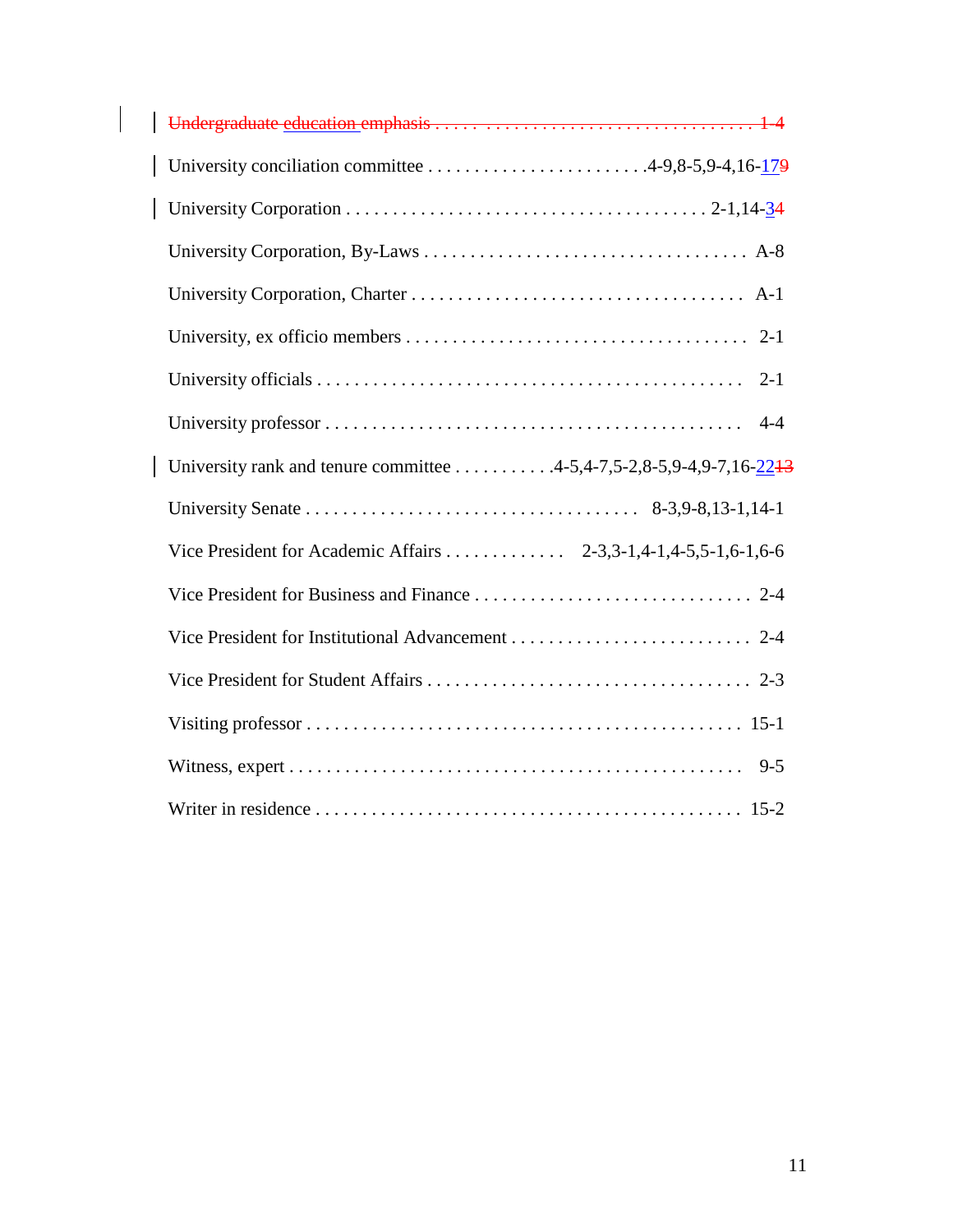~~Undergraduate~~ education ~~emphasis . . . . . . . . . . . . . . . . . . . . . . . . . . . . . . . . . . . . 1-4~~

University conciliation committee . . . . . . . . . . . . . . . . . . . . . . . .4-9,8-5,9-4,16-17~~9~~

University Corporation . . . . . . . . . . . . . . . . . . . . . . . . . . . . . . . . . . . . . . 2-1,14-3~~4~~

University Corporation, By-Laws . . . . . . . . . . . . . . . . . . . . . . . . . . . . . . . . . . A-8

University Corporation, Charter . . . . . . . . . . . . . . . . . . . . . . . . . . . . . . . . . . . A-1

University, ex officio members . . . . . . . . . . . . . . . . . . . . . . . . . . . . . . . . . . . . 2-1

University officials . . . . . . . . . . . . . . . . . . . . . . . . . . . . . . . . . . . . . . . . . . . . . 2-1

University professor . . . . . . . . . . . . . . . . . . . . . . . . . . . . . . . . . . . . . . . . . . . . 4-4

University rank and tenure committee . . . . . . . . . . .4-5,4-7,5-2,8-5,9-4,9-7,16-22~~13~~

University Senate . . . . . . . . . . . . . . . . . . . . . . . . . . . . . . . . . . . 8-3,9-8,13-1,14-1

Vice President for Academic Affairs . . . . . . . . . . . . . 2-3,3-1,4-1,4-5,5-1,6-1,6-6

Vice President for Business and Finance . . . . . . . . . . . . . . . . . . . . . . . . . . . . . 2-4

Vice President for Institutional Advancement . . . . . . . . . . . . . . . . . . . . . . . . . . 2-4

Vice President for Student Affairs . . . . . . . . . . . . . . . . . . . . . . . . . . . . . . . . . . 2-3

Visiting professor . . . . . . . . . . . . . . . . . . . . . . . . . . . . . . . . . . . . . . . . . . . . . 15-1

Witness, expert . . . . . . . . . . . . . . . . . . . . . . . . . . . . . . . . . . . . . . . . . . . . . . . . 9-5

Writer in residence . . . . . . . . . . . . . . . . . . . . . . . . . . . . . . . . . . . . . . . . . . . . 15-2